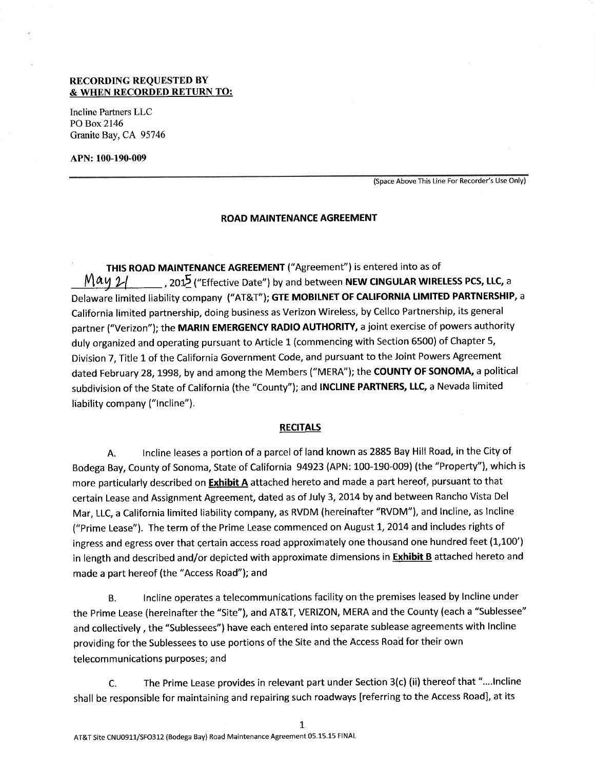**RECORDING REQUESTED BY**
**& WHEN RECORDED RETURN TO:**

Incline Partners LLC
PO Box 2146
Granite Bay, CA 95746

**APN: 100-190-009**

(Space Above This Line For Recorder's Use Only)

## ROAD MAINTENANCE AGREEMENT

**THIS ROAD MAINTENANCE AGREEMENT** ("Agreement") is entered into as of May 21, 2015 ("Effective Date") by and between **NEW CINGULAR WIRELESS PCS, LLC,** a Delaware limited liability company ("AT&T"); **GTE MOBILNET OF CALIFORNIA LIMITED PARTNERSHIP,** a California limited partnership, doing business as Verizon Wireless, by Cellco Partnership, its general partner ("Verizon"); the **MARIN EMERGENCY RADIO AUTHORITY,** a joint exercise of powers authority duly organized and operating pursuant to Article 1 (commencing with Section 6500) of Chapter 5, Division 7, Title 1 of the California Government Code, and pursuant to the Joint Powers Agreement dated February 28, 1998, by and among the Members ("MERA"); the **COUNTY OF SONOMA,** a political subdivision of the State of California (the "County"); and **INCLINE PARTNERS, LLC,** a Nevada limited liability company ("Incline").

### RECITALS

A. Incline leases a portion of a parcel of land known as 2885 Bay Hill Road, in the City of Bodega Bay, County of Sonoma, State of California 94923 (APN: 100-190-009) (the "Property"), which is more particularly described on **Exhibit A** attached hereto and made a part hereof, pursuant to that certain Lease and Assignment Agreement, dated as of July 3, 2014 by and between Rancho Vista Del Mar, LLC, a California limited liability company, as RVDM (hereinafter "RVDM"), and Incline, as Incline ("Prime Lease"). The term of the Prime Lease commenced on August 1, 2014 and includes rights of ingress and egress over that certain access road approximately one thousand one hundred feet (1,100') in length and described and/or depicted with approximate dimensions in **Exhibit B** attached hereto and made a part hereof (the "Access Road"); and

B. Incline operates a telecommunications facility on the premises leased by Incline under the Prime Lease (hereinafter the "Site"), and AT&T, VERIZON, MERA and the County (each a "Sublessee" and collectively , the "Sublessees") have each entered into separate sublease agreements with Incline providing for the Sublessees to use portions of the Site and the Access Road for their own telecommunications purposes; and

C. The Prime Lease provides in relevant part under Section 3(c) (ii) thereof that "....Incline shall be responsible for maintaining and repairing such roadways [referring to the Access Road], at its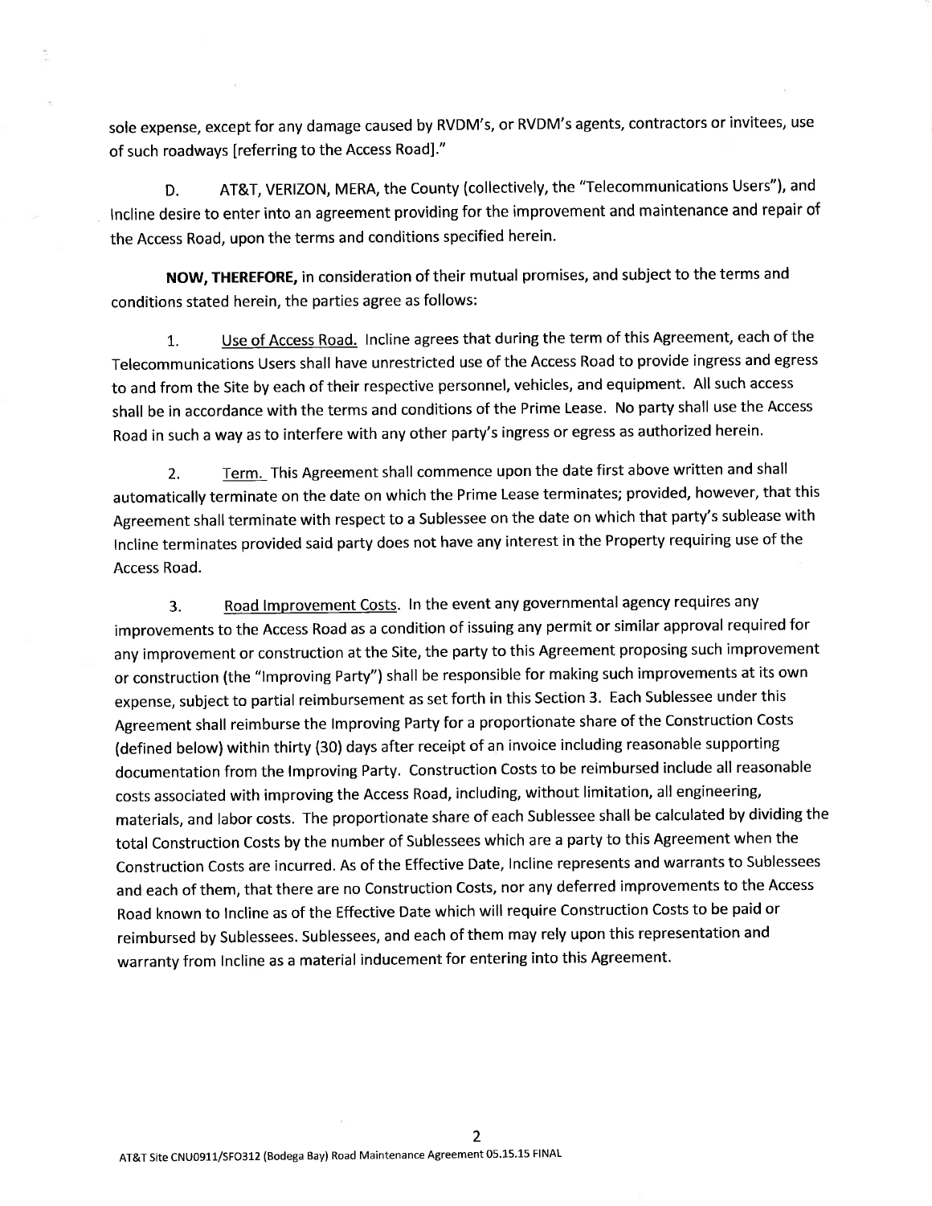sole expense, except for any damage caused by RVDM's, or RVDM's agents, contractors or invitees, use of such roadways [referring to the Access Road]."

D. AT&T, VERIZON, MERA, the County (collectively, the "Telecommunications Users"), and Incline desire to enter into an agreement providing for the improvement and maintenance and repair of the Access Road, upon the terms and conditions specified herein.

**NOW, THEREFORE,** in consideration of their mutual promises, and subject to the terms and conditions stated herein, the parties agree as follows:

1. Use of Access Road. Incline agrees that during the term of this Agreement, each of the Telecommunications Users shall have unrestricted use of the Access Road to provide ingress and egress to and from the Site by each of their respective personnel, vehicles, and equipment. All such access shall be in accordance with the terms and conditions of the Prime Lease. No party shall use the Access Road in such a way as to interfere with any other party's ingress or egress as authorized herein.

2. Term. This Agreement shall commence upon the date first above written and shall automatically terminate on the date on which the Prime Lease terminates; provided, however, that this Agreement shall terminate with respect to a Sublessee on the date on which that party's sublease with Incline terminates provided said party does not have any interest in the Property requiring use of the Access Road.

3. Road Improvement Costs. In the event any governmental agency requires any improvements to the Access Road as a condition of issuing any permit or similar approval required for any improvement or construction at the Site, the party to this Agreement proposing such improvement or construction (the "Improving Party") shall be responsible for making such improvements at its own expense, subject to partial reimbursement as set forth in this Section 3. Each Sublessee under this Agreement shall reimburse the Improving Party for a proportionate share of the Construction Costs (defined below) within thirty (30) days after receipt of an invoice including reasonable supporting documentation from the Improving Party. Construction Costs to be reimbursed include all reasonable costs associated with improving the Access Road, including, without limitation, all engineering, materials, and labor costs. The proportionate share of each Sublessee shall be calculated by dividing the total Construction Costs by the number of Sublessees which are a party to this Agreement when the Construction Costs are incurred. As of the Effective Date, Incline represents and warrants to Sublessees and each of them, that there are no Construction Costs, nor any deferred improvements to the Access Road known to Incline as of the Effective Date which will require Construction Costs to be paid or reimbursed by Sublessees. Sublessees, and each of them may rely upon this representation and warranty from Incline as a material inducement for entering into this Agreement.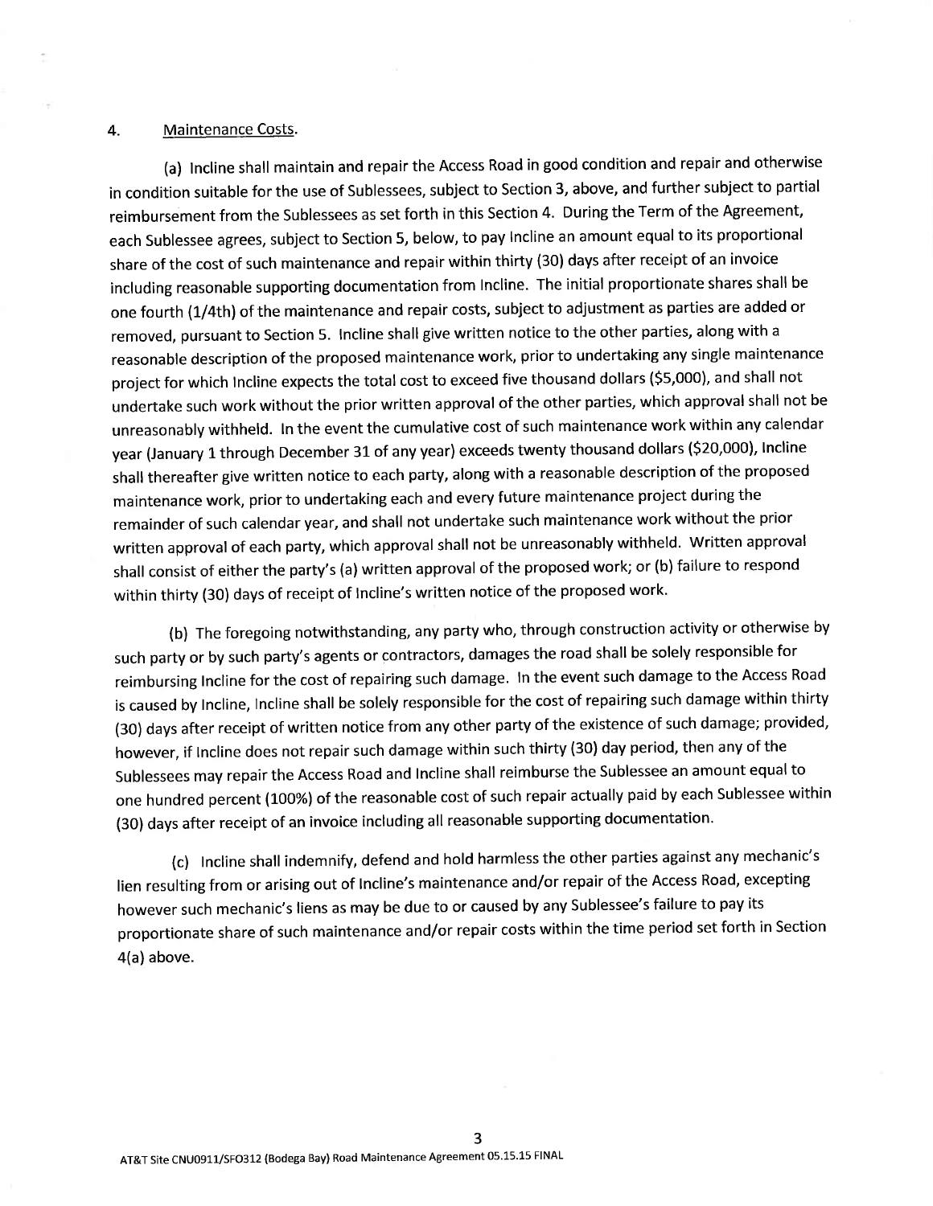4. Maintenance Costs.

(a) Incline shall maintain and repair the Access Road in good condition and repair and otherwise in condition suitable for the use of Sublessees, subject to Section 3, above, and further subject to partial reimbursement from the Sublessees as set forth in this Section 4. During the Term of the Agreement, each Sublessee agrees, subject to Section 5, below, to pay Incline an amount equal to its proportional share of the cost of such maintenance and repair within thirty (30) days after receipt of an invoice including reasonable supporting documentation from Incline. The initial proportionate shares shall be one fourth (1/4th) of the maintenance and repair costs, subject to adjustment as parties are added or removed, pursuant to Section 5. Incline shall give written notice to the other parties, along with a reasonable description of the proposed maintenance work, prior to undertaking any single maintenance project for which Incline expects the total cost to exceed five thousand dollars ($5,000), and shall not undertake such work without the prior written approval of the other parties, which approval shall not be unreasonably withheld. In the event the cumulative cost of such maintenance work within any calendar year (January 1 through December 31 of any year) exceeds twenty thousand dollars ($20,000), Incline shall thereafter give written notice to each party, along with a reasonable description of the proposed maintenance work, prior to undertaking each and every future maintenance project during the remainder of such calendar year, and shall not undertake such maintenance work without the prior written approval of each party, which approval shall not be unreasonably withheld. Written approval shall consist of either the party's (a) written approval of the proposed work; or (b) failure to respond within thirty (30) days of receipt of Incline's written notice of the proposed work.

(b) The foregoing notwithstanding, any party who, through construction activity or otherwise by such party or by such party's agents or contractors, damages the road shall be solely responsible for reimbursing Incline for the cost of repairing such damage. In the event such damage to the Access Road is caused by Incline, Incline shall be solely responsible for the cost of repairing such damage within thirty (30) days after receipt of written notice from any other party of the existence of such damage; provided, however, if Incline does not repair such damage within such thirty (30) day period, then any of the Sublessees may repair the Access Road and Incline shall reimburse the Sublessee an amount equal to one hundred percent (100%) of the reasonable cost of such repair actually paid by each Sublessee within (30) days after receipt of an invoice including all reasonable supporting documentation.

(c) Incline shall indemnify, defend and hold harmless the other parties against any mechanic's lien resulting from or arising out of Incline's maintenance and/or repair of the Access Road, excepting however such mechanic's liens as may be due to or caused by any Sublessee's failure to pay its proportionate share of such maintenance and/or repair costs within the time period set forth in Section 4(a) above.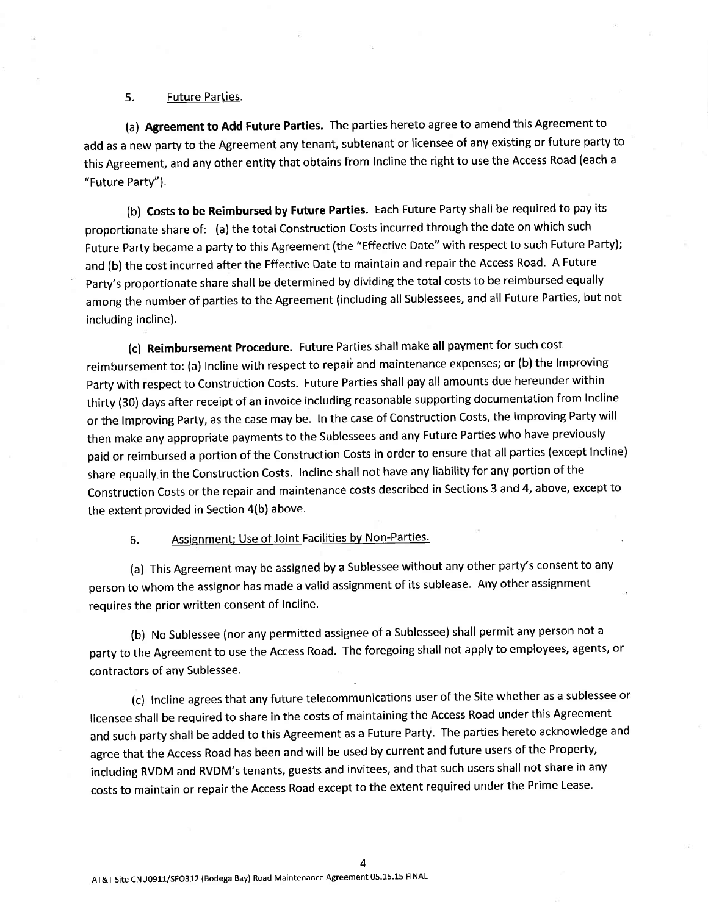5. Future Parties.

(a) **Agreement to Add Future Parties.** The parties hereto agree to amend this Agreement to add as a new party to the Agreement any tenant, subtenant or licensee of any existing or future party to this Agreement, and any other entity that obtains from Incline the right to use the Access Road (each a "Future Party").

(b) **Costs to be Reimbursed by Future Parties.** Each Future Party shall be required to pay its proportionate share of: (a) the total Construction Costs incurred through the date on which such Future Party became a party to this Agreement (the "Effective Date" with respect to such Future Party); and (b) the cost incurred after the Effective Date to maintain and repair the Access Road. A Future Party's proportionate share shall be determined by dividing the total costs to be reimbursed equally among the number of parties to the Agreement (including all Sublessees, and all Future Parties, but not including Incline).

(c) **Reimbursement Procedure.** Future Parties shall make all payment for such cost reimbursement to: (a) Incline with respect to repair and maintenance expenses; or (b) the Improving Party with respect to Construction Costs. Future Parties shall pay all amounts due hereunder within thirty (30) days after receipt of an invoice including reasonable supporting documentation from Incline or the Improving Party, as the case may be. In the case of Construction Costs, the Improving Party will then make any appropriate payments to the Sublessees and any Future Parties who have previously paid or reimbursed a portion of the Construction Costs in order to ensure that all parties (except Incline) share equally in the Construction Costs. Incline shall not have any liability for any portion of the Construction Costs or the repair and maintenance costs described in Sections 3 and 4, above, except to the extent provided in Section 4(b) above.

6. Assignment; Use of Joint Facilities by Non-Parties.

(a) This Agreement may be assigned by a Sublessee without any other party's consent to any person to whom the assignor has made a valid assignment of its sublease. Any other assignment requires the prior written consent of Incline.

(b) No Sublessee (nor any permitted assignee of a Sublessee) shall permit any person not a party to the Agreement to use the Access Road. The foregoing shall not apply to employees, agents, or contractors of any Sublessee.

(c) Incline agrees that any future telecommunications user of the Site whether as a sublessee or licensee shall be required to share in the costs of maintaining the Access Road under this Agreement and such party shall be added to this Agreement as a Future Party. The parties hereto acknowledge and agree that the Access Road has been and will be used by current and future users of the Property, including RVDM and RVDM's tenants, guests and invitees, and that such users shall not share in any costs to maintain or repair the Access Road except to the extent required under the Prime Lease.

AT&T Site CNU0911/SFO312 (Bodega Bay) Road Maintenance Agreement 05.15.15 FINAL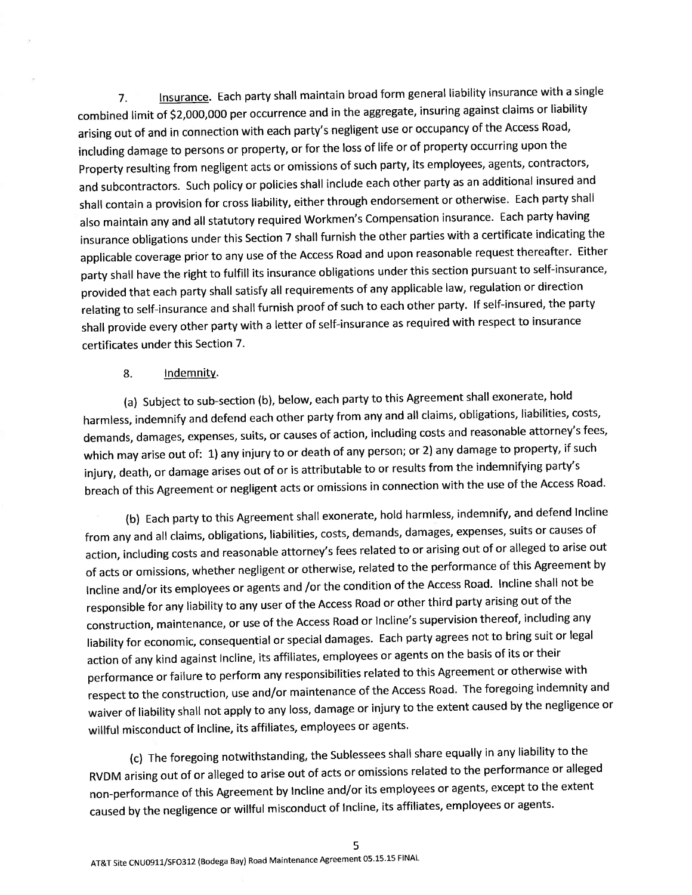7. <u>Insurance</u>. Each party shall maintain broad form general liability insurance with a single combined limit of $2,000,000 per occurrence and in the aggregate, insuring against claims or liability arising out of and in connection with each party's negligent use or occupancy of the Access Road, including damage to persons or property, or for the loss of life or of property occurring upon the Property resulting from negligent acts or omissions of such party, its employees, agents, contractors, and subcontractors. Such policy or policies shall include each other party as an additional insured and shall contain a provision for cross liability, either through endorsement or otherwise. Each party shall also maintain any and all statutory required Workmen's Compensation insurance. Each party having insurance obligations under this Section 7 shall furnish the other parties with a certificate indicating the applicable coverage prior to any use of the Access Road and upon reasonable request thereafter. Either party shall have the right to fulfill its insurance obligations under this section pursuant to self-insurance, provided that each party shall satisfy all requirements of any applicable law, regulation or direction relating to self-insurance and shall furnish proof of such to each other party. If self-insured, the party shall provide every other party with a letter of self-insurance as required with respect to insurance certificates under this Section 7.

8. <u>Indemnity</u>.

(a) Subject to sub-section (b), below, each party to this Agreement shall exonerate, hold harmless, indemnify and defend each other party from any and all claims, obligations, liabilities, costs, demands, damages, expenses, suits, or causes of action, including costs and reasonable attorney's fees, which may arise out of: 1) any injury to or death of any person; or 2) any damage to property, if such injury, death, or damage arises out of or is attributable to or results from the indemnifying party's breach of this Agreement or negligent acts or omissions in connection with the use of the Access Road.

(b) Each party to this Agreement shall exonerate, hold harmless, indemnify, and defend Incline from any and all claims, obligations, liabilities, costs, demands, damages, expenses, suits or causes of action, including costs and reasonable attorney's fees related to or arising out of or alleged to arise out of acts or omissions, whether negligent or otherwise, related to the performance of this Agreement by Incline and/or its employees or agents and /or the condition of the Access Road. Incline shall not be responsible for any liability to any user of the Access Road or other third party arising out of the construction, maintenance, or use of the Access Road or Incline's supervision thereof, including any liability for economic, consequential or special damages. Each party agrees not to bring suit or legal action of any kind against Incline, its affiliates, employees or agents on the basis of its or their performance or failure to perform any responsibilities related to this Agreement or otherwise with respect to the construction, use and/or maintenance of the Access Road. The foregoing indemnity and waiver of liability shall not apply to any loss, damage or injury to the extent caused by the negligence or willful misconduct of Incline, its affiliates, employees or agents.

(c) The foregoing notwithstanding, the Sublessees shall share equally in any liability to the RVDM arising out of or alleged to arise out of acts or omissions related to the performance or alleged non-performance of this Agreement by Incline and/or its employees or agents, except to the extent caused by the negligence or willful misconduct of Incline, its affiliates, employees or agents.

AT&T Site CNU0911/SFO312 (Bodega Bay) Road Maintenance Agreement 05.15.15 FINAL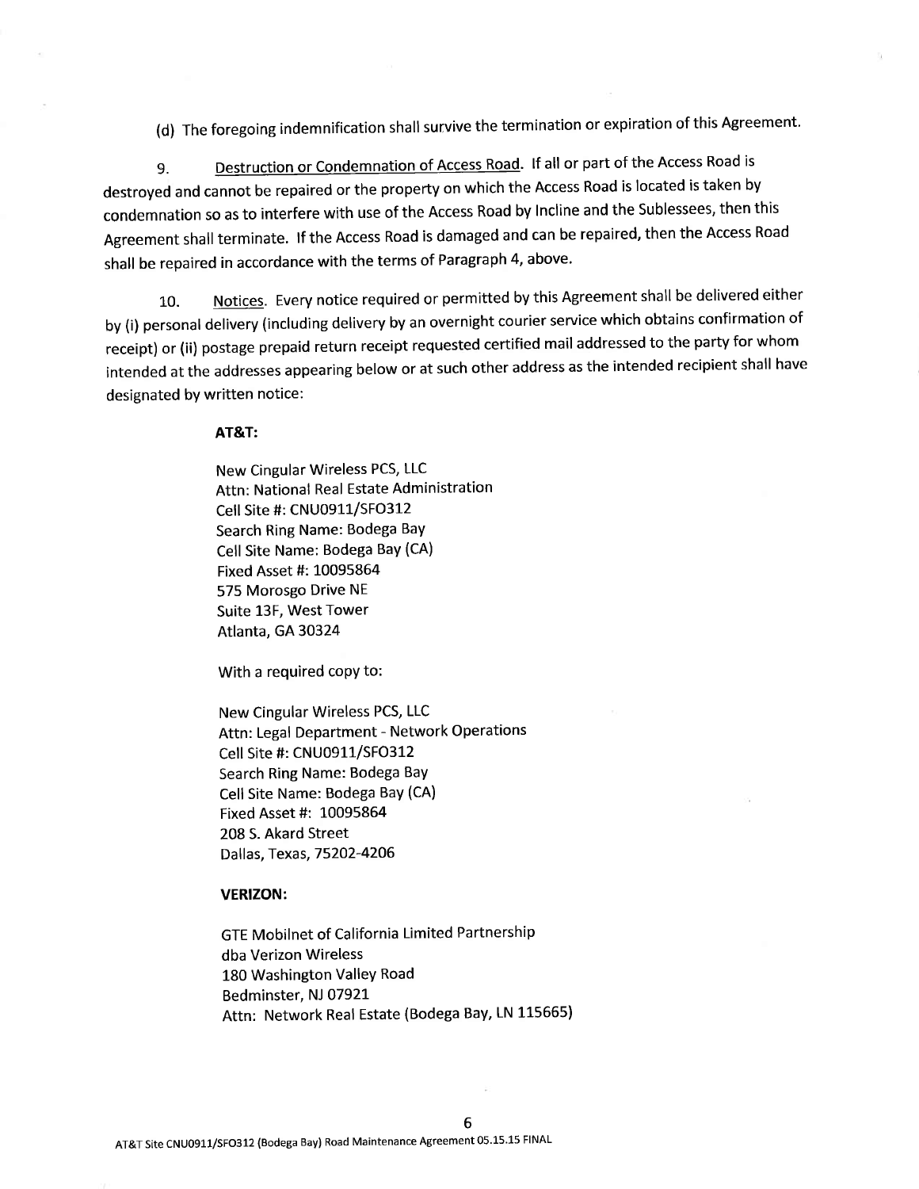(d) The foregoing indemnification shall survive the termination or expiration of this Agreement.

9. Destruction or Condemnation of Access Road. If all or part of the Access Road is destroyed and cannot be repaired or the property on which the Access Road is located is taken by condemnation so as to interfere with use of the Access Road by Incline and the Sublessees, then this Agreement shall terminate. If the Access Road is damaged and can be repaired, then the Access Road shall be repaired in accordance with the terms of Paragraph 4, above.

10. Notices. Every notice required or permitted by this Agreement shall be delivered either by (i) personal delivery (including delivery by an overnight courier service which obtains confirmation of receipt) or (ii) postage prepaid return receipt requested certified mail addressed to the party for whom intended at the addresses appearing below or at such other address as the intended recipient shall have designated by written notice:

**AT&T:**

New Cingular Wireless PCS, LLC
Attn: National Real Estate Administration
Cell Site #: CNU0911/SFO312
Search Ring Name: Bodega Bay
Cell Site Name: Bodega Bay (CA)
Fixed Asset #: 10095864
575 Morosgo Drive NE
Suite 13F, West Tower
Atlanta, GA 30324

With a required copy to:

New Cingular Wireless PCS, LLC
Attn: Legal Department - Network Operations
Cell Site #: CNU0911/SFO312
Search Ring Name: Bodega Bay
Cell Site Name: Bodega Bay (CA)
Fixed Asset #: 10095864
208 S. Akard Street
Dallas, Texas, 75202-4206

**VERIZON:**

GTE Mobilnet of California Limited Partnership
dba Verizon Wireless
180 Washington Valley Road
Bedminster, NJ 07921
Attn: Network Real Estate (Bodega Bay, LN 115665)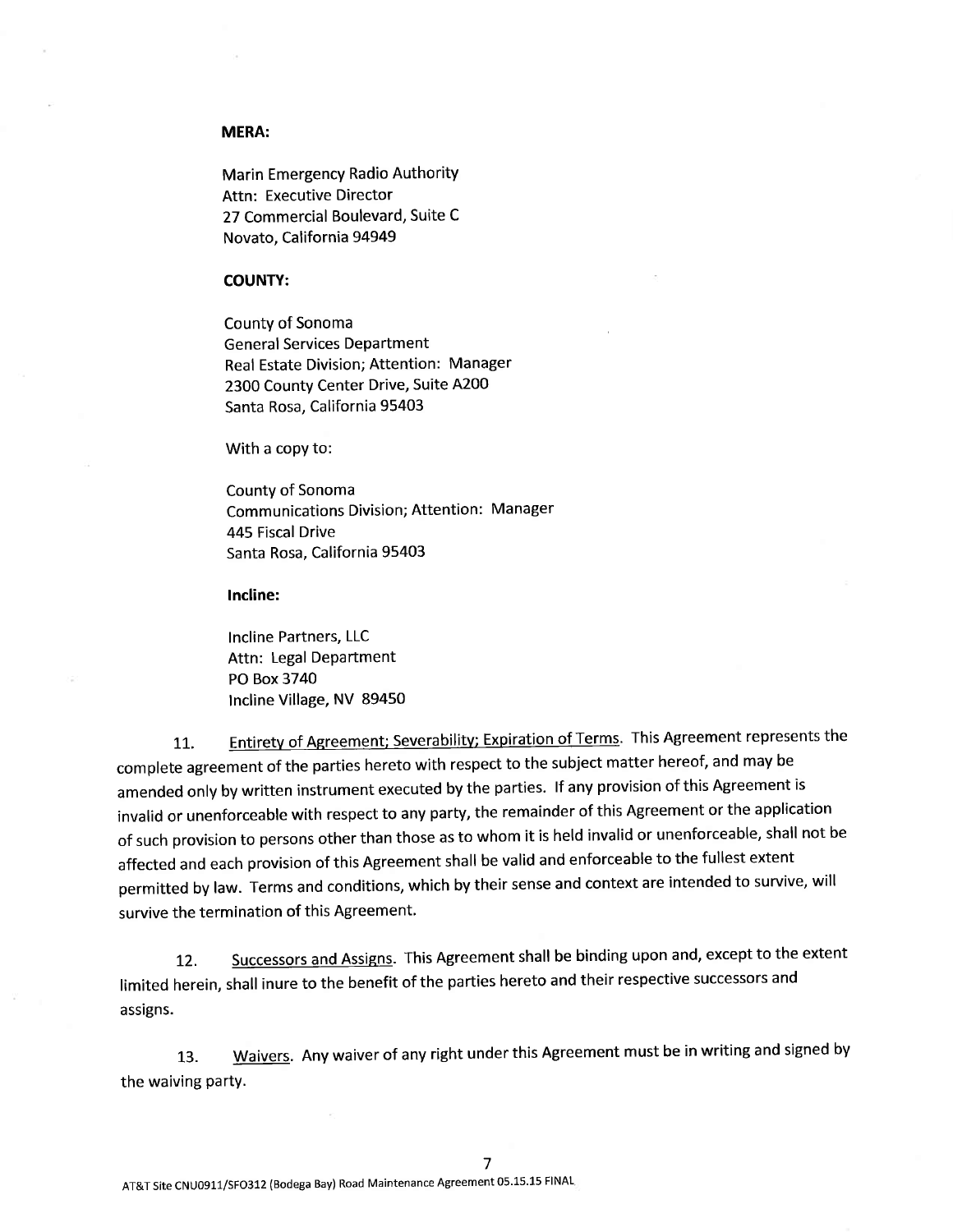**MERA:**

Marin Emergency Radio Authority
Attn: Executive Director
27 Commercial Boulevard, Suite C
Novato, California 94949

**COUNTY:**

County of Sonoma
General Services Department
Real Estate Division; Attention: Manager
2300 County Center Drive, Suite A200
Santa Rosa, California 95403

With a copy to:

County of Sonoma
Communications Division; Attention: Manager
445 Fiscal Drive
Santa Rosa, California 95403

**Incline:**

Incline Partners, LLC
Attn: Legal Department
PO Box 3740
Incline Village, NV 89450

11. Entirety of Agreement; Severability; Expiration of Terms. This Agreement represents the complete agreement of the parties hereto with respect to the subject matter hereof, and may be amended only by written instrument executed by the parties. If any provision of this Agreement is invalid or unenforceable with respect to any party, the remainder of this Agreement or the application of such provision to persons other than those as to whom it is held invalid or unenforceable, shall not be affected and each provision of this Agreement shall be valid and enforceable to the fullest extent permitted by law. Terms and conditions, which by their sense and context are intended to survive, will survive the termination of this Agreement.

12. Successors and Assigns. This Agreement shall be binding upon and, except to the extent limited herein, shall inure to the benefit of the parties hereto and their respective successors and assigns.

13. Waivers. Any waiver of any right under this Agreement must be in writing and signed by the waiving party.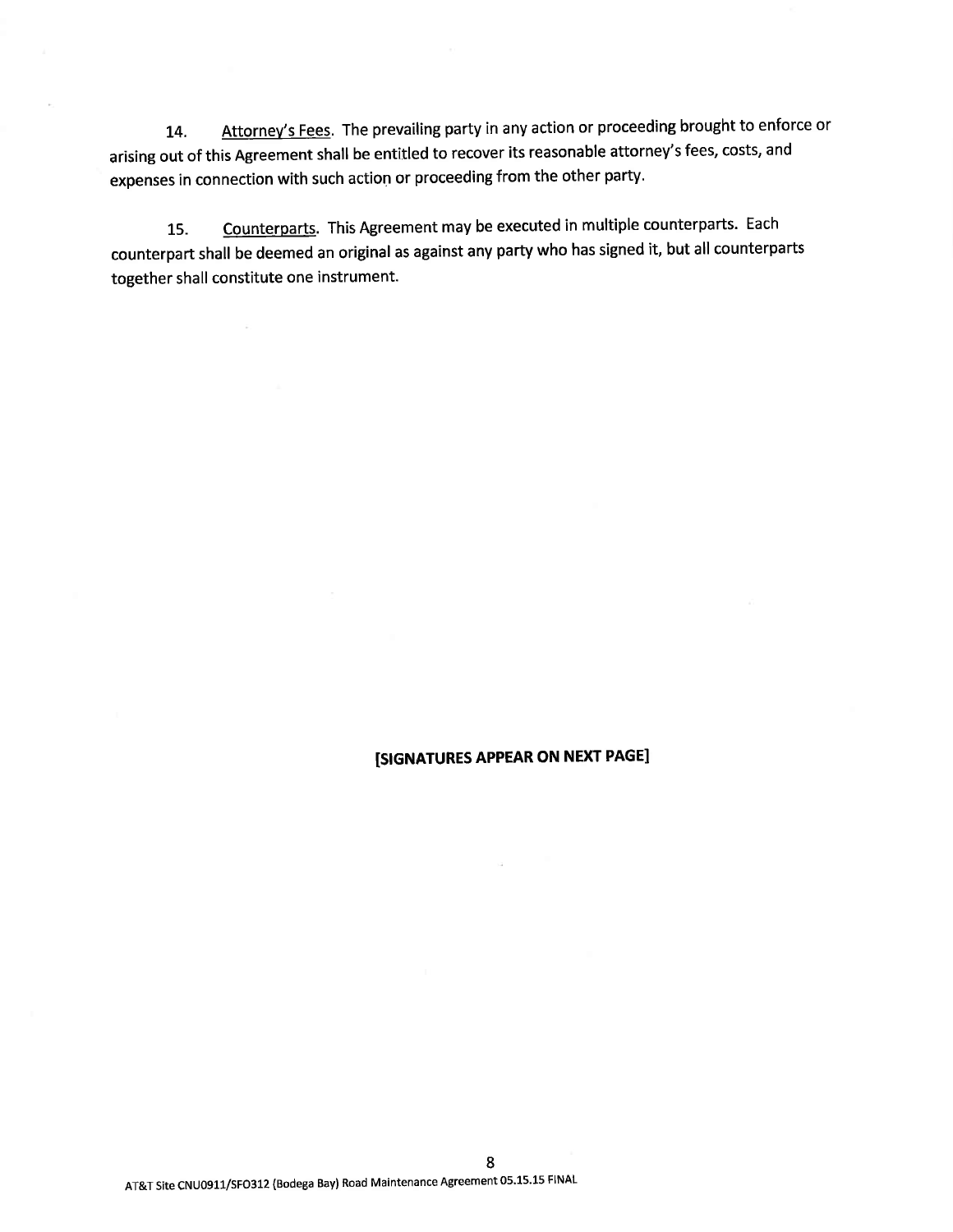14. Attorney's Fees. The prevailing party in any action or proceeding brought to enforce or arising out of this Agreement shall be entitled to recover its reasonable attorney's fees, costs, and expenses in connection with such action or proceeding from the other party.

15. Counterparts. This Agreement may be executed in multiple counterparts. Each counterpart shall be deemed an original as against any party who has signed it, but all counterparts together shall constitute one instrument.

**[SIGNATURES APPEAR ON NEXT PAGE]**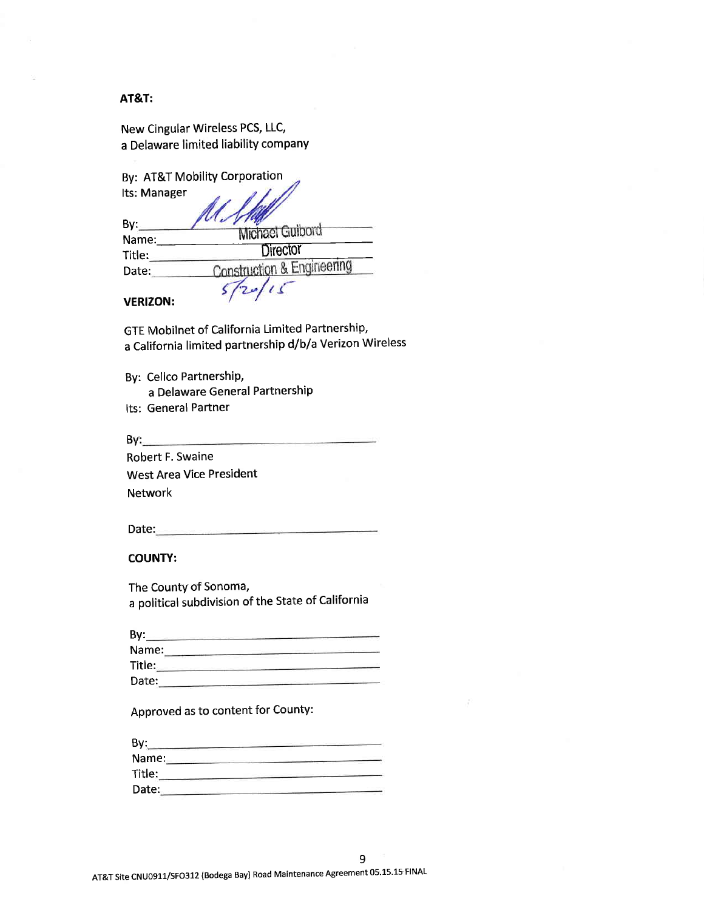**AT&T:**

New Cingular Wireless PCS, LLC,
a Delaware limited liability company

By: AT&T Mobility Corporation
Its: Manager

By: [signature]
Name: Michael Guibord
Title: Director
Date: Construction & Engineering
5/20/15

**VERIZON:**

GTE Mobilnet of California Limited Partnership,
a California limited partnership d/b/a Verizon Wireless

By: Cellco Partnership,
a Delaware General Partnership
Its: General Partner

By:\_\_\_\_\_\_\_\_\_\_\_\_\_\_\_\_\_\_\_\_\_\_\_\_\_\_\_\_\_\_
Robert F. Swaine
West Area Vice President
Network

Date:\_\_\_\_\_\_\_\_\_\_\_\_\_\_\_\_\_\_\_\_\_\_\_\_\_\_\_\_\_\_

**COUNTY:**

The County of Sonoma,
a political subdivision of the State of California

By:\_\_\_\_\_\_\_\_\_\_\_\_\_\_\_\_\_\_\_\_\_\_\_\_\_\_\_\_\_\_
Name:\_\_\_\_\_\_\_\_\_\_\_\_\_\_\_\_\_\_\_\_\_\_\_\_\_\_\_\_\_\_
Title:\_\_\_\_\_\_\_\_\_\_\_\_\_\_\_\_\_\_\_\_\_\_\_\_\_\_\_\_\_\_
Date:\_\_\_\_\_\_\_\_\_\_\_\_\_\_\_\_\_\_\_\_\_\_\_\_\_\_\_\_\_\_

Approved as to content for County:

By:\_\_\_\_\_\_\_\_\_\_\_\_\_\_\_\_\_\_\_\_\_\_\_\_\_\_\_\_\_\_
Name:\_\_\_\_\_\_\_\_\_\_\_\_\_\_\_\_\_\_\_\_\_\_\_\_\_\_\_\_\_\_
Title:\_\_\_\_\_\_\_\_\_\_\_\_\_\_\_\_\_\_\_\_\_\_\_\_\_\_\_\_\_\_
Date:\_\_\_\_\_\_\_\_\_\_\_\_\_\_\_\_\_\_\_\_\_\_\_\_\_\_\_\_\_\_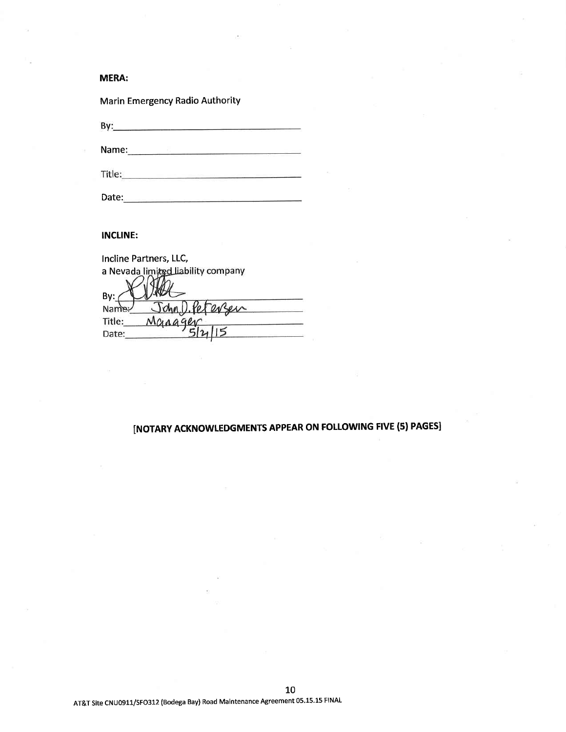**MERA:**

Marin Emergency Radio Authority

By:\_\_\_\_\_\_\_\_\_\_\_\_\_\_\_\_\_\_\_\_\_\_\_\_\_\_\_\_\_\_\_\_

Name:\_\_\_\_\_\_\_\_\_\_\_\_\_\_\_\_\_\_\_\_\_\_\_\_\_\_\_\_\_\_

Title:\_\_\_\_\_\_\_\_\_\_\_\_\_\_\_\_\_\_\_\_\_\_\_\_\_\_\_\_\_\_\_

Date:\_\_\_\_\_\_\_\_\_\_\_\_\_\_\_\_\_\_\_\_\_\_\_\_\_\_\_\_\_\_\_

**INCLINE:**

Incline Partners, LLC,
a Nevada limited liability company

By: [signature]
Name: John D. Petersen
Title: Manager
Date: 5/21/15

**[NOTARY ACKNOWLEDGMENTS APPEAR ON FOLLOWING FIVE (5) PAGES]**

AT&T Site CNU0911/SFO312 (Bodega Bay) Road Maintenance Agreement 05.15.15 FINAL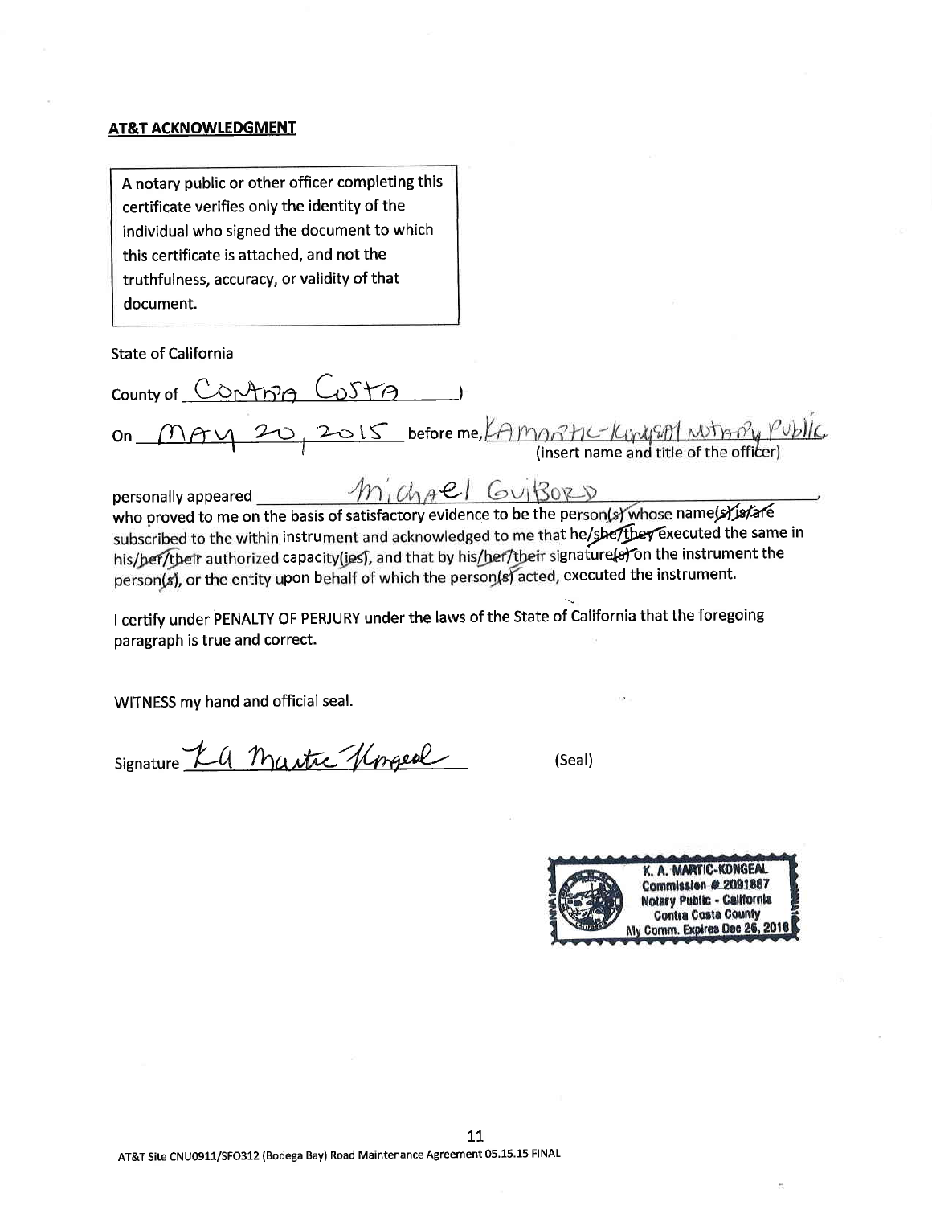**AT&T ACKNOWLEDGMENT**

> A notary public or other officer completing this certificate verifies only the identity of the individual who signed the document to which this certificate is attached, and not the truthfulness, accuracy, or validity of that document.

State of California

County of Contra Costa )

On May 20, 2015 before me, KA Martic-Kongeal Notary Public
(insert name and title of the officer)

personally appeared Michael Guibord,
who proved to me on the basis of satisfactory evidence to be the person(s) whose name(s) is/are subscribed to the within instrument and acknowledged to me that he/she/they executed the same in his/her/their authorized capacity(ies), and that by his/her/their signature(s) on the instrument the person(s), or the entity upon behalf of which the person(s) acted, executed the instrument.

I certify under PENALTY OF PERJURY under the laws of the State of California that the foregoing paragraph is true and correct.

WITNESS my hand and official seal.

Signature KA Martic Kongeal (Seal)

K. A. MARTIC-KONGEAL
Commission # 2091887
Notary Public - California
Contra Costa County
My Comm. Expires Dec 26, 2018

AT&T Site CNU0911/SFO312 (Bodega Bay) Road Maintenance Agreement 05.15.15 FINAL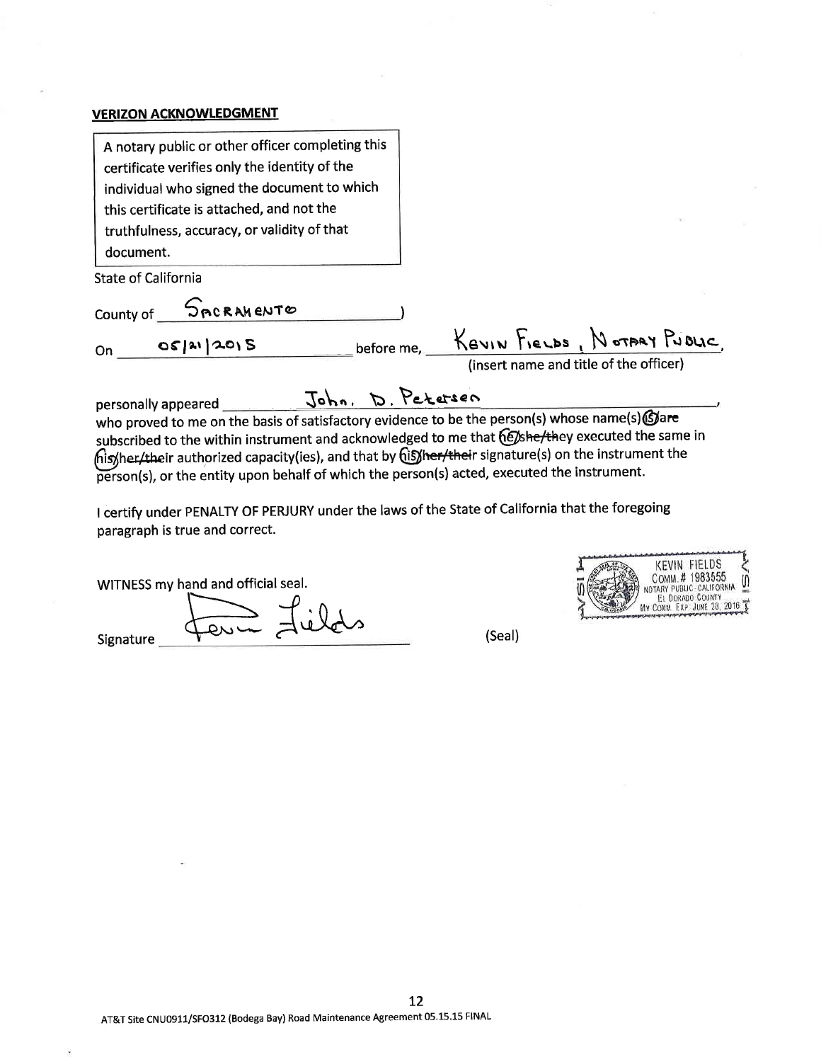**VERIZON ACKNOWLEDGMENT**

A notary public or other officer completing this certificate verifies only the identity of the individual who signed the document to which this certificate is attached, and not the truthfulness, accuracy, or validity of that document.

State of California

County of SACRAMENTO )

On 05/21/2015 before me, KEVIN FIELDS, NOTARY PUBLIC,
(insert name and title of the officer)

personally appeared John. D. Petersen,
who proved to me on the basis of satisfactory evidence to be the person(s) whose name(s) is/~~are~~ subscribed to the within instrument and acknowledged to me that he/~~she/they~~ executed the same in his/~~her/their~~ authorized capacity(ies), and that by his/~~her/their~~ signature(s) on the instrument the person(s), or the entity upon behalf of which the person(s) acted, executed the instrument.

I certify under PENALTY OF PERJURY under the laws of the State of California that the foregoing paragraph is true and correct.

WITNESS my hand and official seal.

Signature Kevin Fields (Seal)

KEVIN FIELDS
COMM. # 1983555
NOTARY PUBLIC - CALIFORNIA
EL DORADO COUNTY
MY COMM. EXP. JUNE 28, 2016

AT&T Site CNU0911/SFO312 (Bodega Bay) Road Maintenance Agreement 05.15.15 FINAL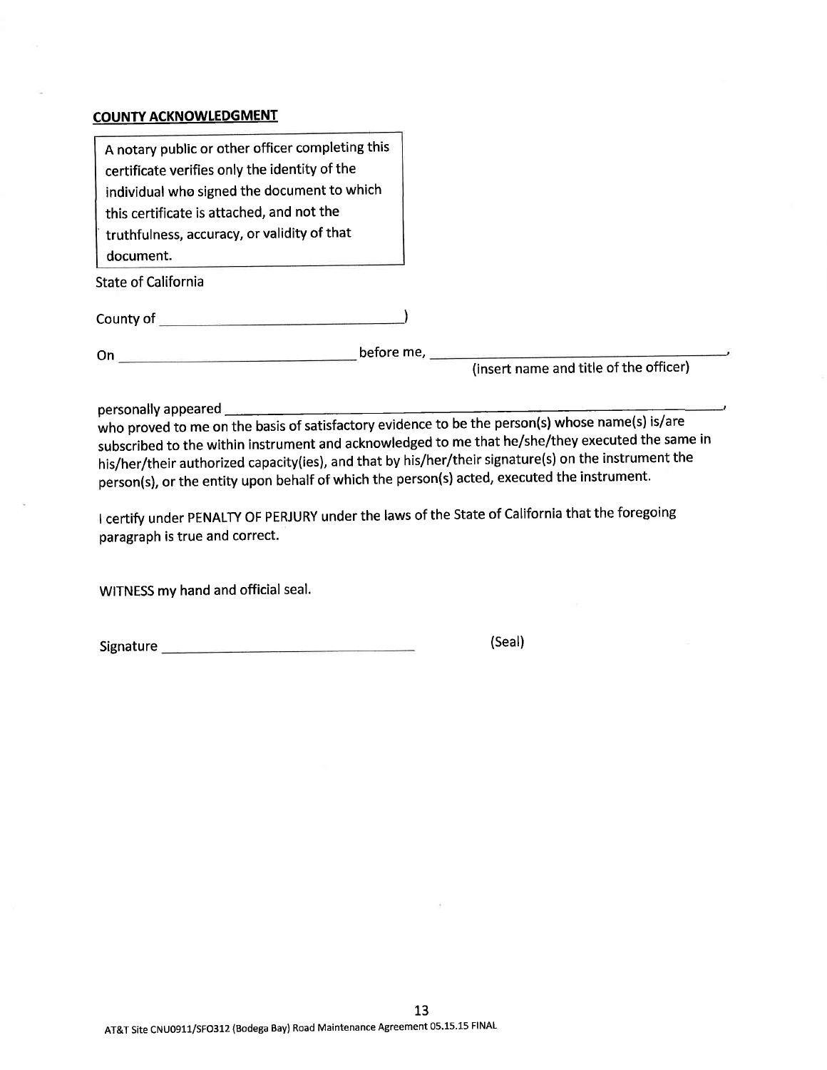**COUNTY ACKNOWLEDGMENT**

> A notary public or other officer completing this certificate verifies only the identity of the individual who signed the document to which this certificate is attached, and not the truthfulness, accuracy, or validity of that document.

State of California

County of ______________________________)

On ______________________________ before me, ______________________________________,
(insert name and title of the officer)

personally appeared ______________________________________________________________,
who proved to me on the basis of satisfactory evidence to be the person(s) whose name(s) is/are subscribed to the within instrument and acknowledged to me that he/she/they executed the same in his/her/their authorized capacity(ies), and that by his/her/their signature(s) on the instrument the person(s), or the entity upon behalf of which the person(s) acted, executed the instrument.

I certify under PENALTY OF PERJURY under the laws of the State of California that the foregoing paragraph is true and correct.

WITNESS my hand and official seal.

Signature ______________________________ (Seal)

AT&T Site CNU0911/SFO312 (Bodega Bay) Road Maintenance Agreement 05.15.15 FINAL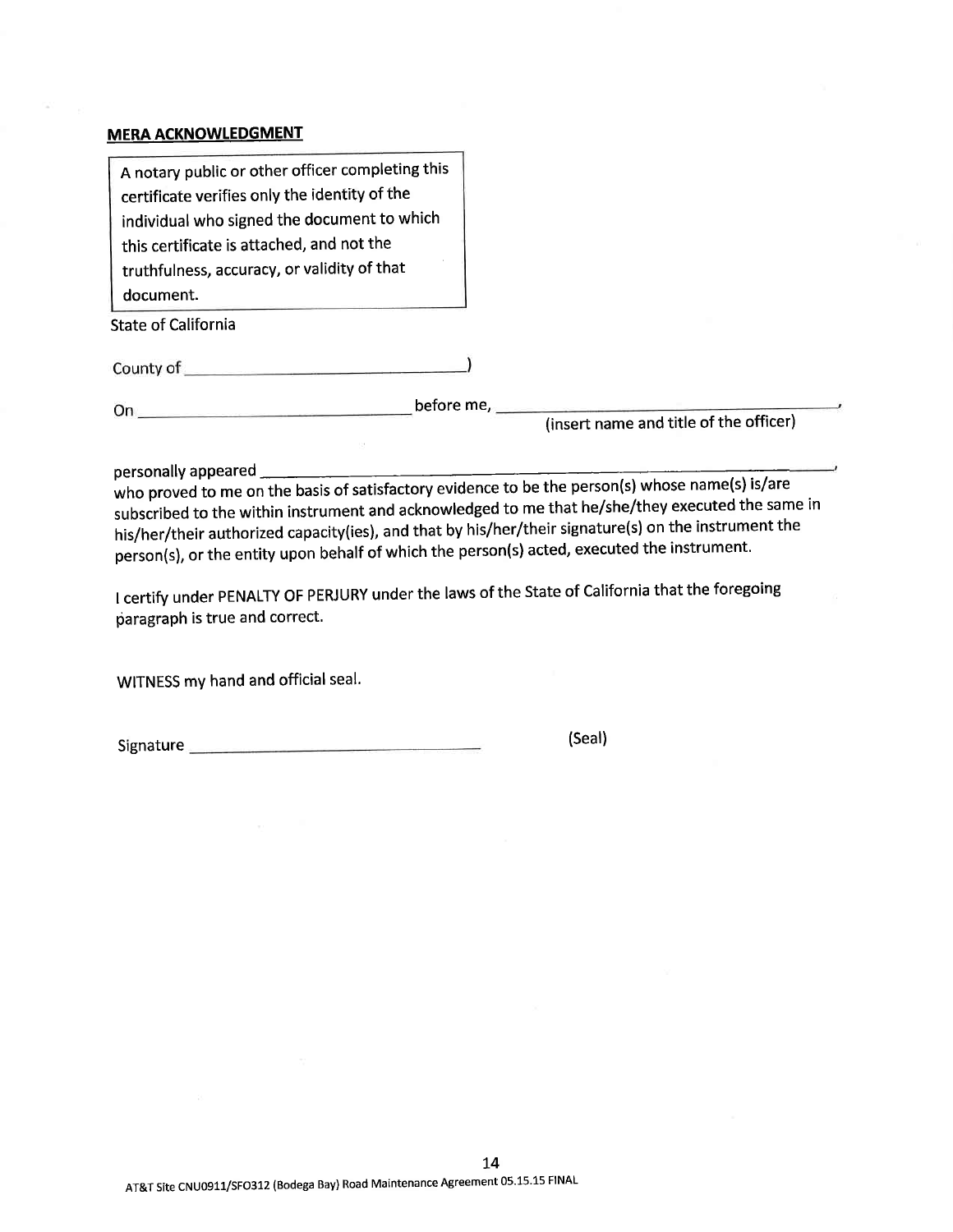**MERA ACKNOWLEDGMENT**

> A notary public or other officer completing this certificate verifies only the identity of the individual who signed the document to which this certificate is attached, and not the truthfulness, accuracy, or validity of that document.

State of California

County of ______________________________)

On ______________________________ before me, ______________________________,
(insert name and title of the officer)

personally appeared ______________________________,
who proved to me on the basis of satisfactory evidence to be the person(s) whose name(s) is/are subscribed to the within instrument and acknowledged to me that he/she/they executed the same in his/her/their authorized capacity(ies), and that by his/her/their signature(s) on the instrument the person(s), or the entity upon behalf of which the person(s) acted, executed the instrument.

I certify under PENALTY OF PERJURY under the laws of the State of California that the foregoing paragraph is true and correct.

WITNESS my hand and official seal.

Signature ______________________________ (Seal)

AT&T Site CNU0911/SFO312 (Bodega Bay) Road Maintenance Agreement 05.15.15 FINAL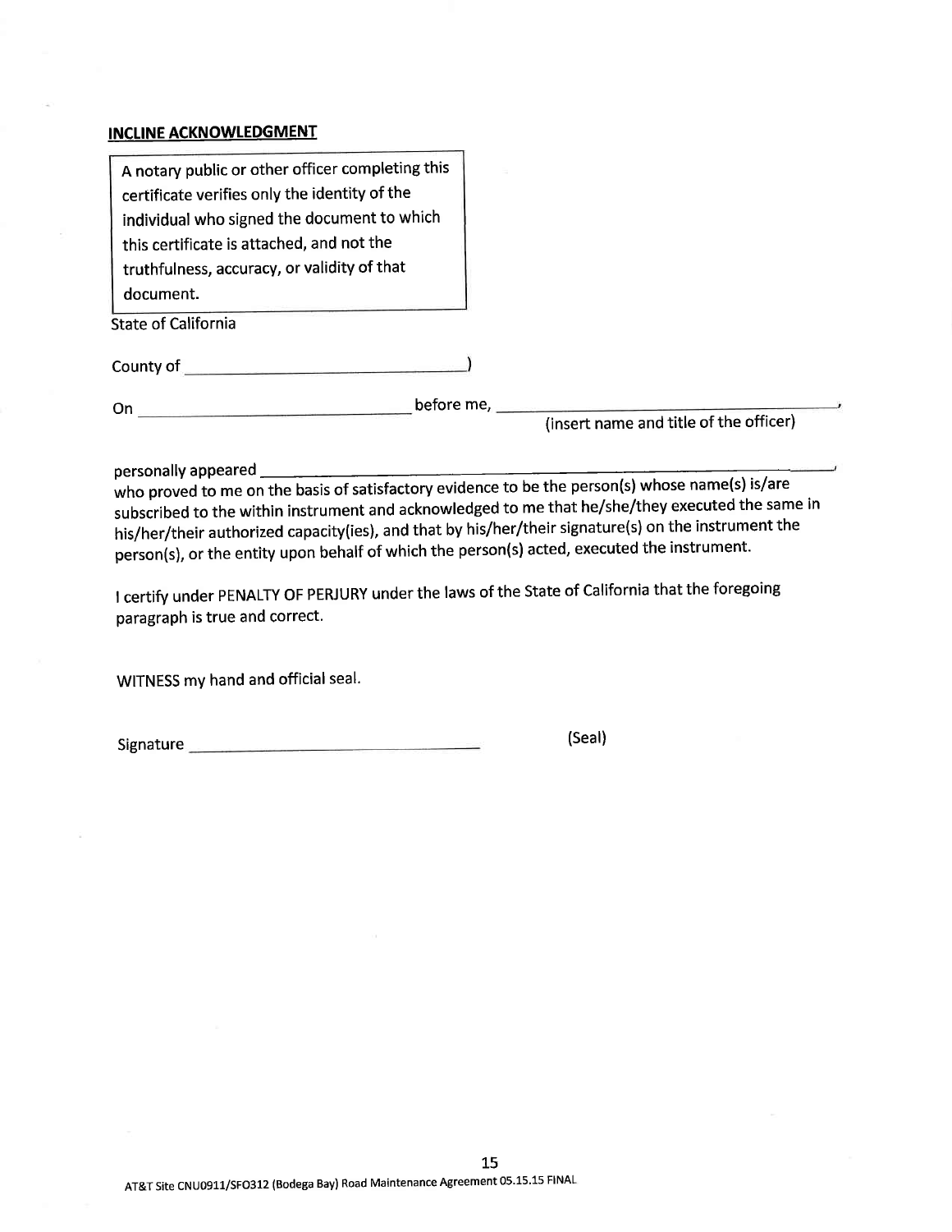**INCLINE ACKNOWLEDGMENT**

> A notary public or other officer completing this certificate verifies only the identity of the individual who signed the document to which this certificate is attached, and not the truthfulness, accuracy, or validity of that document.

State of California

County of ________________________________)

On ______________________________ before me, ________________________________________,
(insert name and title of the officer)

personally appeared ________________________________________________________________,
who proved to me on the basis of satisfactory evidence to be the person(s) whose name(s) is/are subscribed to the within instrument and acknowledged to me that he/she/they executed the same in his/her/their authorized capacity(ies), and that by his/her/their signature(s) on the instrument the person(s), or the entity upon behalf of which the person(s) acted, executed the instrument.

I certify under PENALTY OF PERJURY under the laws of the State of California that the foregoing paragraph is true and correct.

WITNESS my hand and official seal.

Signature ________________________________ (Seal)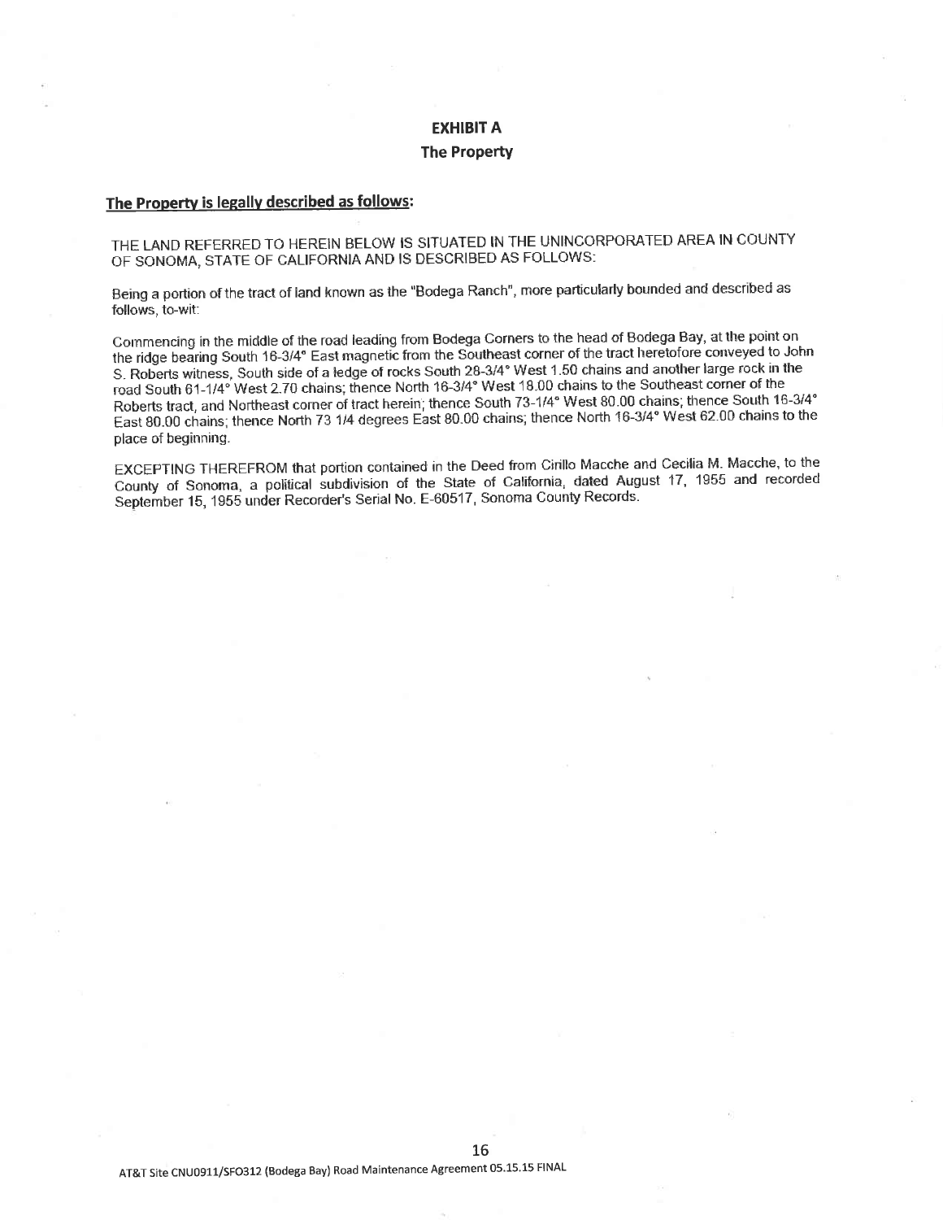# EXHIBIT A

## The Property

**The Property is legally described as follows:**

THE LAND REFERRED TO HEREIN BELOW IS SITUATED IN THE UNINCORPORATED AREA IN COUNTY OF SONOMA, STATE OF CALIFORNIA AND IS DESCRIBED AS FOLLOWS:

Being a portion of the tract of land known as the "Bodega Ranch", more particularly bounded and described as follows, to-wit:

Commencing in the middle of the road leading from Bodega Corners to the head of Bodega Bay, at the point on the ridge bearing South 16-3/4° East magnetic from the Southeast corner of the tract heretofore conveyed to John S. Roberts witness, South side of a ledge of rocks South 28-3/4° West 1.50 chains and another large rock in the road South 61-1/4° West 2.70 chains; thence North 16-3/4° West 18.00 chains to the Southeast corner of the Roberts tract, and Northeast corner of tract herein; thence South 73-1/4° West 80.00 chains; thence South 16-3/4° East 80.00 chains; thence North 73 1/4 degrees East 80.00 chains; thence North 16-3/4° West 62.00 chains to the place of beginning.

EXCEPTING THEREFROM that portion contained in the Deed from Cirillo Macche and Cecilia M. Macche, to the County of Sonoma, a political subdivision of the State of California, dated August 17, 1955 and recorded September 15, 1955 under Recorder's Serial No. E-60517, Sonoma County Records.

AT&T Site CNU0911/SFO312 (Bodega Bay) Road Maintenance Agreement 05.15.15 FINAL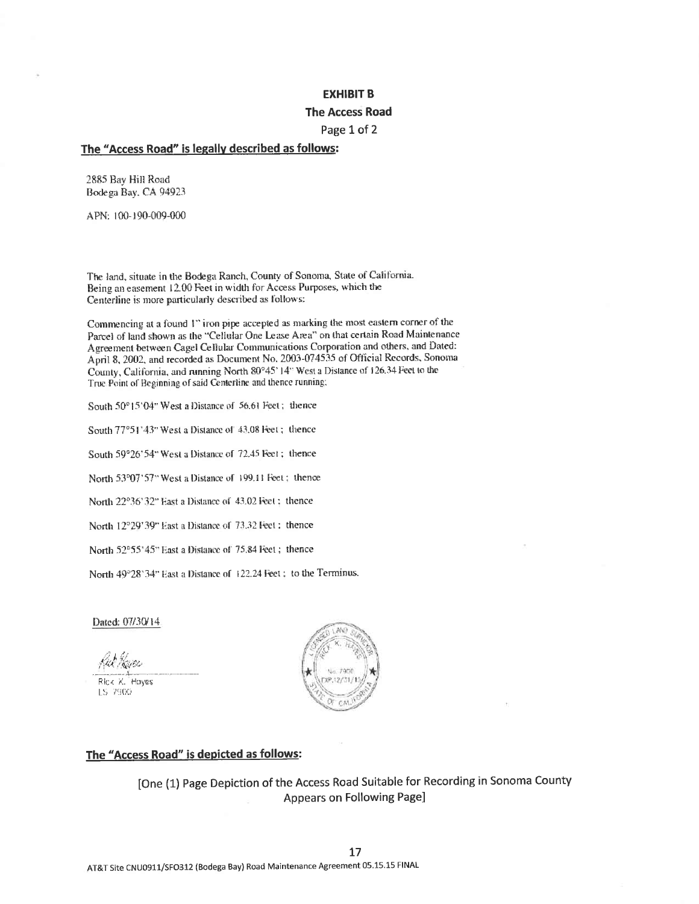**EXHIBIT B**

**The Access Road**

Page 1 of 2

**The "Access Road" is legally described as follows:**

2885 Bay Hill Road
Bodega Bay, CA 94923

APN: 100-190-009-000

The land, situate in the Bodega Ranch, County of Sonoma, State of California. Being an easement 12.00 Feet in width for Access Purposes, which the Centerline is more particularly described as follows:

Commencing at a found 1" iron pipe accepted as marking the most eastern corner of the Parcel of land shown as the "Cellular One Lease Area" on that certain Road Maintenance Agreement between Cagel Cellular Communications Corporation and others, and Dated: April 8, 2002, and recorded as Document No. 2003-074535 of Official Records, Sonoma County, California, and running North 80°45' 14" West a Distance of 126.34 Feet to the True Point of Beginning of said Centerline and thence running;

South 50°15'04" West a Distance of 56.61 Feet ; thence

South 77°51'43" West a Distance of 43.08 Feet ; thence

South 59°26'54" West a Distance of 72.45 Feet ; thence

North 53°07'57" West a Distance of 199.11 Feet ; thence

North 22°36'32" East a Distance of 43.02 Feet ; thence

North 12°29'39" East a Distance of 73.32 Feet ; thence

North 52°55'45" East a Distance of 75.84 Feet ; thence

North 49°28'34" East a Distance of 122.24 Feet ; to the Terminus.

Dated: 07/30/14

Rick K. Hayes
LS 7900

(Seal: Licensed Land Surveyor, Rick K. Hayes, No. 7900, Exp. 12/31/15, State of California)

**The "Access Road" is depicted as follows:**

[One (1) Page Depiction of the Access Road Suitable for Recording in Sonoma County Appears on Following Page]

AT&T Site CNU0911/SFO312 (Bodega Bay) Road Maintenance Agreement 05.15.15 FINAL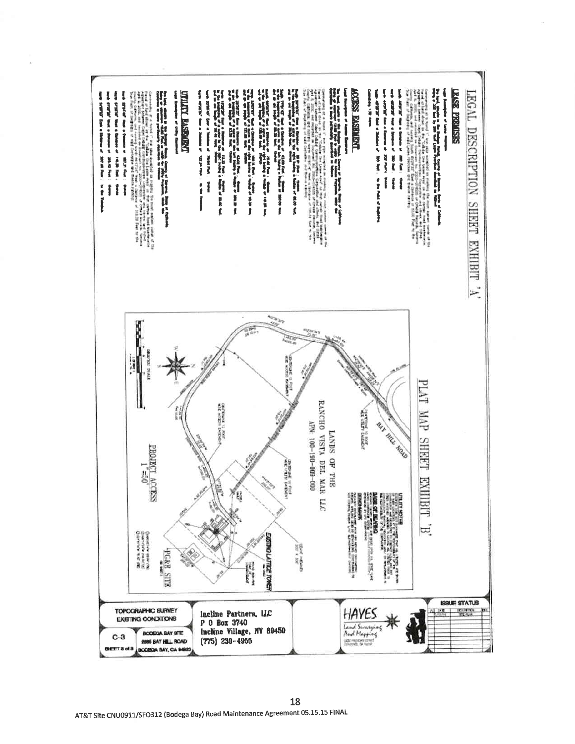# LEGAL DESCRIPTION SHEET EXHIBIT 'A'

## LEASE PREMISES

## ACCESS EASEMENT

## UTILITY EASEMENT

# PLAT MAP SHEET EXHIBIT 'B'

BAY HILL ROAD

LANDS OF THE
RANCHO VISTA DEL MAR LLC
APN: 100-190-009-000

EXISTING LATTICE TOWER

PROJECT ACCESS
1"=50'

PG&E SITE

ISSUE STATUS

HAYES
Land Surveying And Mapping

TOPOGRAPHIC SURVEY
EXISTING CONDITIONS

Incline Partners, LLC
P O Box 3740
Incline Village, NV 89450
(775) 230-4955

C-3

BODEGA BAY SITE
2885 BAY HILL ROAD
BODEGA BAY, CA 94923

SHEET 3 of 3